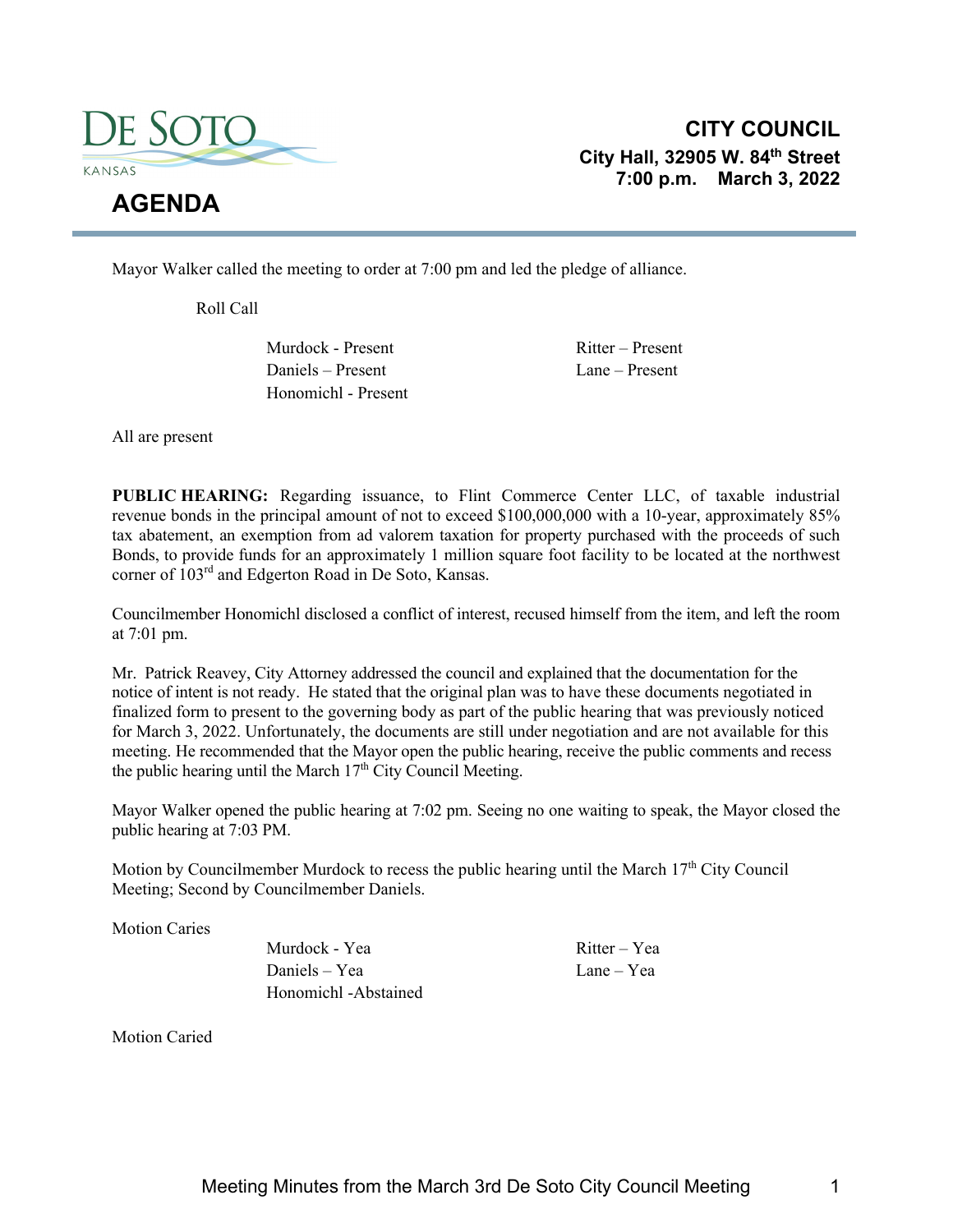DE SOTO
KANSAS

# AGENDA

## CITY COUNCIL

**City Hall, 32905 W. 84th Street**
**7:00 p.m. March 3, 2022**

Mayor Walker called the meeting to order at 7:00 pm and led the pledge of alliance.

Roll Call

| | |
|---|---|
| Murdock - Present | Ritter – Present |
| Daniels – Present | Lane – Present |
| Honomichl - Present | |

All are present

**PUBLIC HEARING:** Regarding issuance, to Flint Commerce Center LLC, of taxable industrial revenue bonds in the principal amount of not to exceed $100,000,000 with a 10-year, approximately 85% tax abatement, an exemption from ad valorem taxation for property purchased with the proceeds of such Bonds, to provide funds for an approximately 1 million square foot facility to be located at the northwest corner of 103rd and Edgerton Road in De Soto, Kansas.

Councilmember Honomichl disclosed a conflict of interest, recused himself from the item, and left the room at 7:01 pm.

Mr. Patrick Reavey, City Attorney addressed the council and explained that the documentation for the notice of intent is not ready. He stated that the original plan was to have these documents negotiated in finalized form to present to the governing body as part of the public hearing that was previously noticed for March 3, 2022. Unfortunately, the documents are still under negotiation and are not available for this meeting. He recommended that the Mayor open the public hearing, receive the public comments and recess the public hearing until the March 17th City Council Meeting.

Mayor Walker opened the public hearing at 7:02 pm. Seeing no one waiting to speak, the Mayor closed the public hearing at 7:03 PM.

Motion by Councilmember Murdock to recess the public hearing until the March 17th City Council Meeting; Second by Councilmember Daniels.

Motion Caries

| | |
|---|---|
| Murdock - Yea | Ritter – Yea |
| Daniels – Yea | Lane – Yea |
| Honomichl -Abstained | |

Motion Caried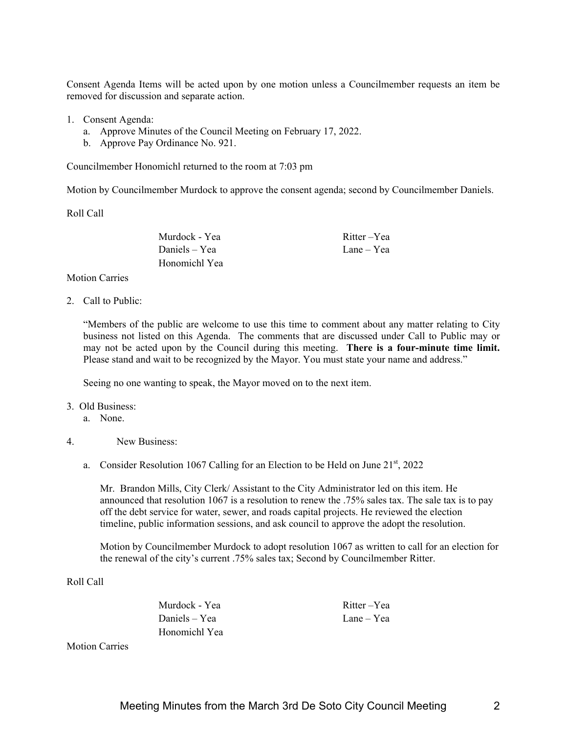Consent Agenda Items will be acted upon by one motion unless a Councilmember requests an item be removed for discussion and separate action.

1. Consent Agenda:
   a. Approve Minutes of the Council Meeting on February 17, 2022.
   b. Approve Pay Ordinance No. 921.

Councilmember Honomichl returned to the room at 7:03 pm

Motion by Councilmember Murdock to approve the consent agenda; second by Councilmember Daniels.

Roll Call

Murdock - Yea
Daniels – Yea
Honomichl Yea
Ritter –Yea
Lane – Yea

Motion Carries

2. Call to Public:

   "Members of the public are welcome to use this time to comment about any matter relating to City business not listed on this Agenda. The comments that are discussed under Call to Public may or may not be acted upon by the Council during this meeting. **There is a four-minute time limit.** Please stand and wait to be recognized by the Mayor. You must state your name and address."

   Seeing no one wanting to speak, the Mayor moved on to the next item.

3. Old Business:
   a. None.

4. New Business:

   a. Consider Resolution 1067 Calling for an Election to be Held on June 21st, 2022

   Mr. Brandon Mills, City Clerk/ Assistant to the City Administrator led on this item. He announced that resolution 1067 is a resolution to renew the .75% sales tax. The sale tax is to pay off the debt service for water, sewer, and roads capital projects. He reviewed the election timeline, public information sessions, and ask council to approve the adopt the resolution.

   Motion by Councilmember Murdock to adopt resolution 1067 as written to call for an election for the renewal of the city's current .75% sales tax; Second by Councilmember Ritter.

Roll Call

Murdock - Yea
Daniels – Yea
Honomichl Yea
Ritter –Yea
Lane – Yea

Motion Carries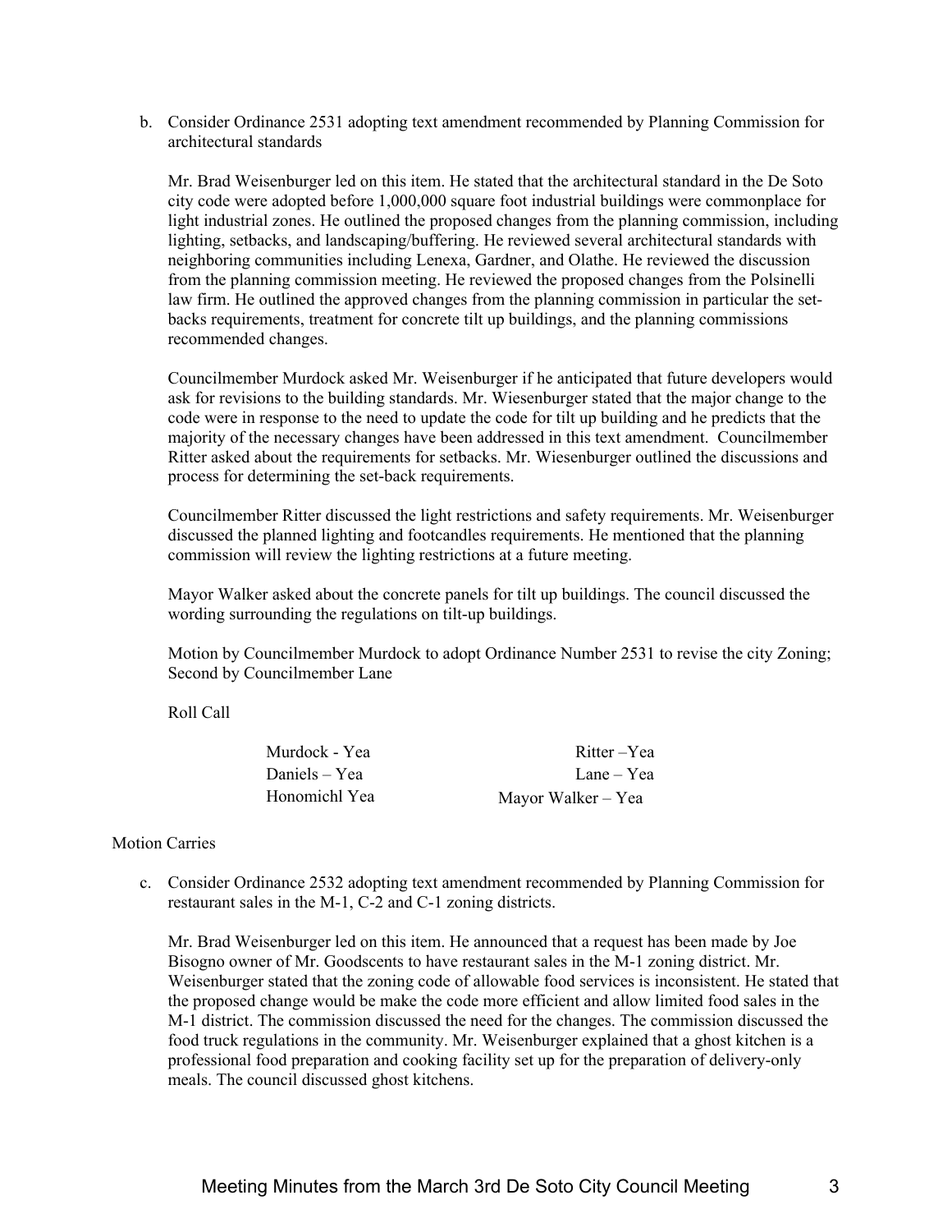b. Consider Ordinance 2531 adopting text amendment recommended by Planning Commission for architectural standards

   Mr. Brad Weisenburger led on this item. He stated that the architectural standard in the De Soto city code were adopted before 1,000,000 square foot industrial buildings were commonplace for light industrial zones. He outlined the proposed changes from the planning commission, including lighting, setbacks, and landscaping/buffering. He reviewed several architectural standards with neighboring communities including Lenexa, Gardner, and Olathe. He reviewed the discussion from the planning commission meeting. He reviewed the proposed changes from the Polsinelli law firm. He outlined the approved changes from the planning commission in particular the set-backs requirements, treatment for concrete tilt up buildings, and the planning commissions recommended changes.

   Councilmember Murdock asked Mr. Weisenburger if he anticipated that future developers would ask for revisions to the building standards. Mr. Wiesenburger stated that the major change to the code were in response to the need to update the code for tilt up building and he predicts that the majority of the necessary changes have been addressed in this text amendment. Councilmember Ritter asked about the requirements for setbacks. Mr. Wiesenburger outlined the discussions and process for determining the set-back requirements.

   Councilmember Ritter discussed the light restrictions and safety requirements. Mr. Weisenburger discussed the planned lighting and footcandles requirements. He mentioned that the planning commission will review the lighting restrictions at a future meeting.

   Mayor Walker asked about the concrete panels for tilt up buildings. The council discussed the wording surrounding the regulations on tilt-up buildings.

   Motion by Councilmember Murdock to adopt Ordinance Number 2531 to revise the city Zoning; Second by Councilmember Lane

   Roll Call

   | | |
   |---|---|
   | Murdock - Yea | Ritter –Yea |
   | Daniels – Yea | Lane – Yea |
   | Honomichl Yea | Mayor Walker – Yea |

Motion Carries

c. Consider Ordinance 2532 adopting text amendment recommended by Planning Commission for restaurant sales in the M-1, C-2 and C-1 zoning districts.

   Mr. Brad Weisenburger led on this item. He announced that a request has been made by Joe Bisogno owner of Mr. Goodscents to have restaurant sales in the M-1 zoning district. Mr. Weisenburger stated that the zoning code of allowable food services is inconsistent. He stated that the proposed change would be make the code more efficient and allow limited food sales in the M-1 district. The commission discussed the need for the changes. The commission discussed the food truck regulations in the community. Mr. Weisenburger explained that a ghost kitchen is a professional food preparation and cooking facility set up for the preparation of delivery-only meals. The council discussed ghost kitchens.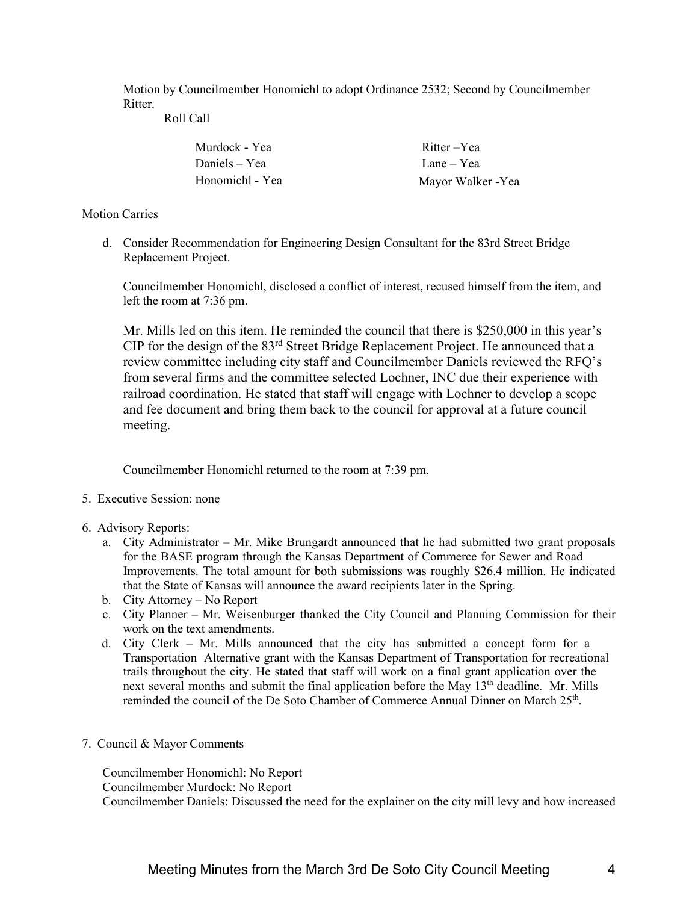Motion by Councilmember Honomichl to adopt Ordinance 2532; Second by Councilmember Ritter.

Roll Call

| | |
|---|---|
| Murdock - Yea | Ritter –Yea |
| Daniels – Yea | Lane – Yea |
| Honomichl - Yea | Mayor Walker -Yea |

Motion Carries

d. Consider Recommendation for Engineering Design Consultant for the 83rd Street Bridge Replacement Project.

Councilmember Honomichl, disclosed a conflict of interest, recused himself from the item, and left the room at 7:36 pm.

Mr. Mills led on this item. He reminded the council that there is $250,000 in this year's CIP for the design of the 83rd Street Bridge Replacement Project. He announced that a review committee including city staff and Councilmember Daniels reviewed the RFQ's from several firms and the committee selected Lochner, INC due their experience with railroad coordination. He stated that staff will engage with Lochner to develop a scope and fee document and bring them back to the council for approval at a future council meeting.

Councilmember Honomichl returned to the room at 7:39 pm.

5. Executive Session: none

6. Advisory Reports:
   a. City Administrator – Mr. Mike Brungardt announced that he had submitted two grant proposals for the BASE program through the Kansas Department of Commerce for Sewer and Road Improvements. The total amount for both submissions was roughly $26.4 million. He indicated that the State of Kansas will announce the award recipients later in the Spring.
   b. City Attorney – No Report
   c. City Planner – Mr. Weisenburger thanked the City Council and Planning Commission for their work on the text amendments.
   d. City Clerk – Mr. Mills announced that the city has submitted a concept form for a Transportation Alternative grant with the Kansas Department of Transportation for recreational trails throughout the city. He stated that staff will work on a final grant application over the next several months and submit the final application before the May 13th deadline. Mr. Mills reminded the council of the De Soto Chamber of Commerce Annual Dinner on March 25th.

7. Council & Mayor Comments

Councilmember Honomichl: No Report
Councilmember Murdock: No Report
Councilmember Daniels: Discussed the need for the explainer on the city mill levy and how increased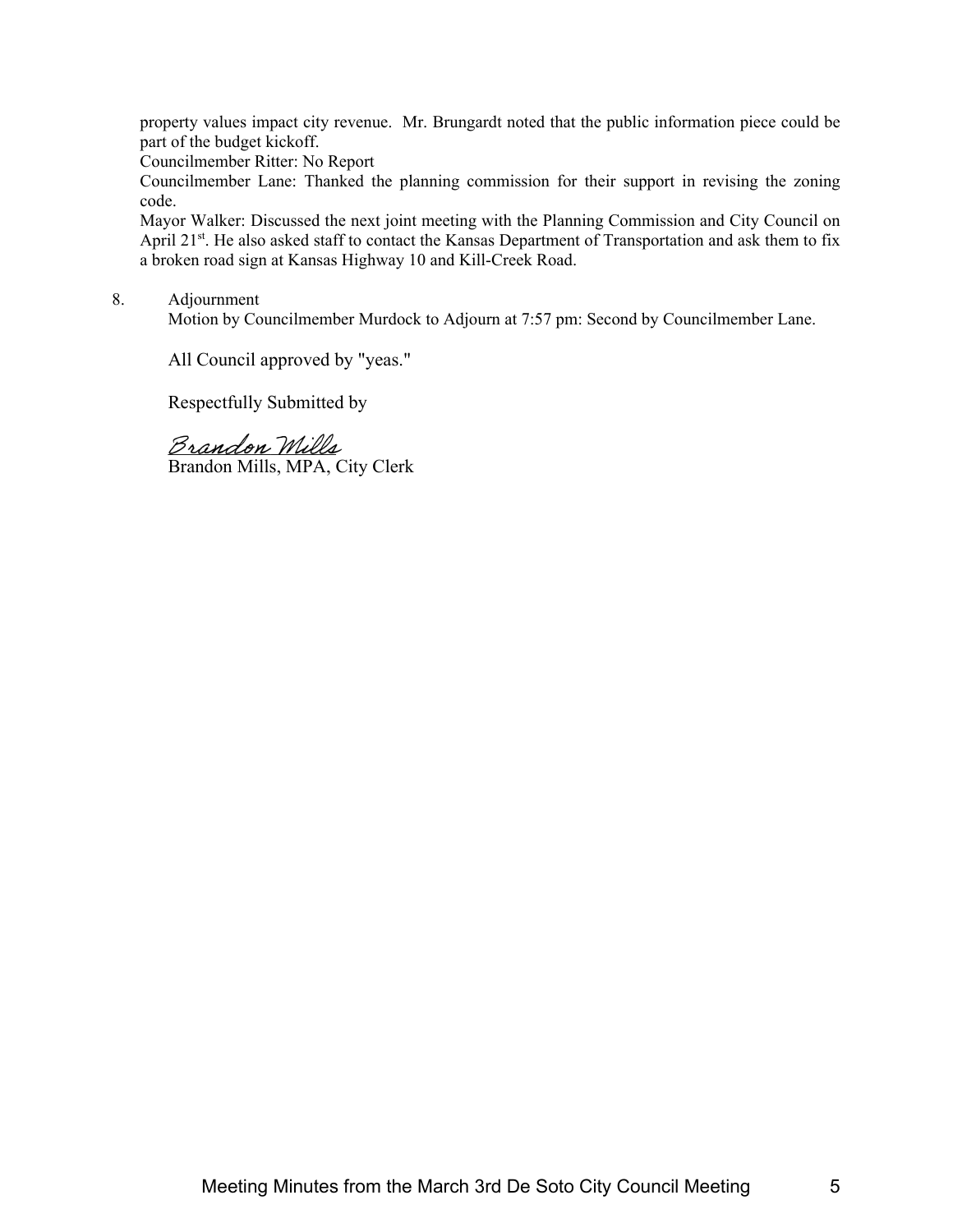property values impact city revenue. Mr. Brungardt noted that the public information piece could be part of the budget kickoff.

Councilmember Ritter: No Report

Councilmember Lane: Thanked the planning commission for their support in revising the zoning code.

Mayor Walker: Discussed the next joint meeting with the Planning Commission and City Council on April 21st. He also asked staff to contact the Kansas Department of Transportation and ask them to fix a broken road sign at Kansas Highway 10 and Kill-Creek Road.

8. Adjournment

Motion by Councilmember Murdock to Adjourn at 7:57 pm: Second by Councilmember Lane.

All Council approved by "yeas."

Respectfully Submitted by

*Brandon Mills*

Brandon Mills, MPA, City Clerk